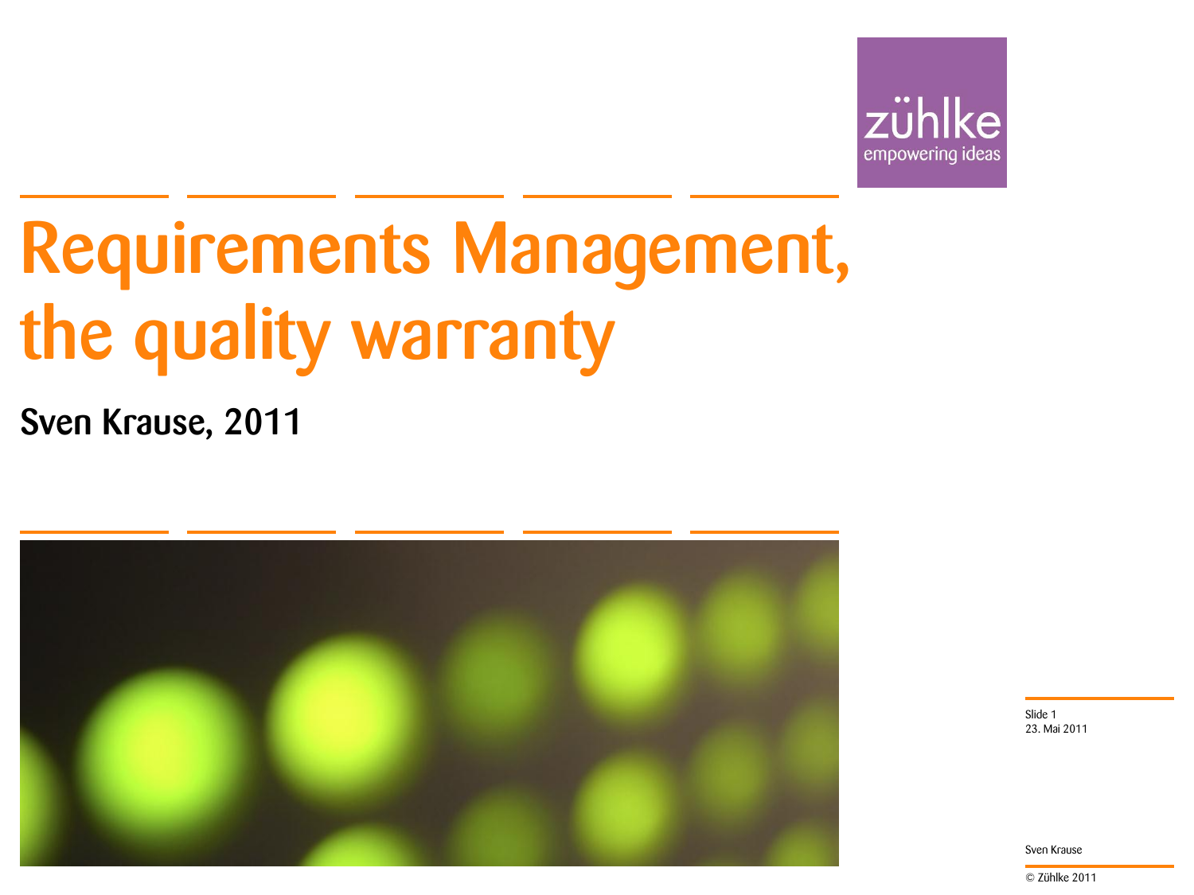# Requirements Management, the quality warranty

**Sven Krause, 2011**

Slide 1
23. Mai 2011

Sven Krause

© Zühlke 2011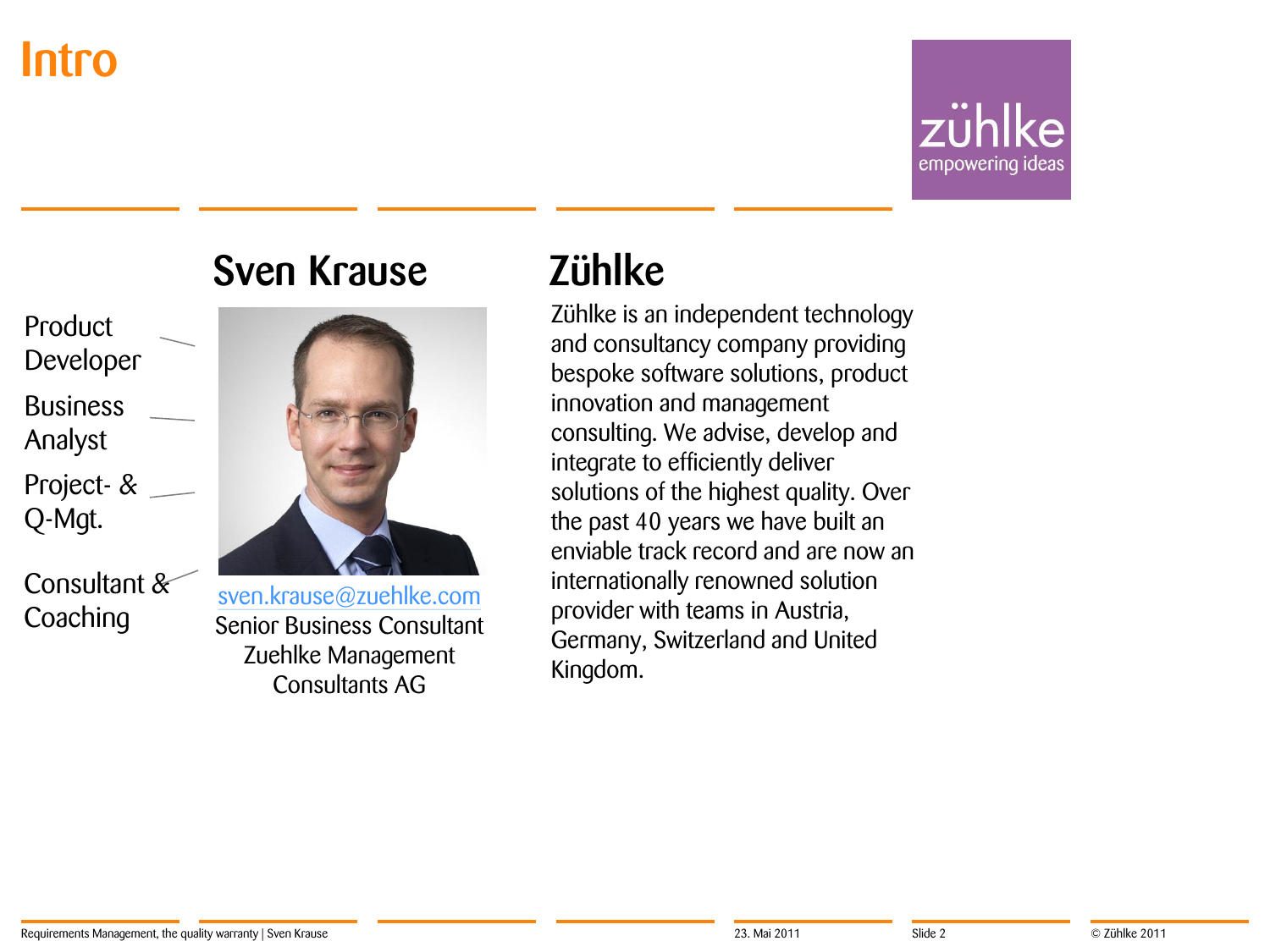# Intro

zühlke
empowering ideas

## Sven Kraus e

- Product Developer
- Business Analyst
- Project- & Q-Mgt.
- Consultant & Coaching

sven.krause@zuehlke.com
Senior Business Consultant
Zuehlke Management Consultants AG

## Zühlke

Zühlke is an independent technology and consultancy company providing bespoke software solutions, product innovation and management consulting. We advise, develop and integrate to efficiently deliver solutions of the highest quality. Over the past 40 years we have built an enviable track record and are now an internationally renowned solution provider with teams in Austria, Germany, Switzerland and United Kingdom.

# Intro

zühlke
empowering ideas

## Sven Krause

- Product Developer
- Business Analyst
- Project- & Q-Mgt.
- Consultant & Coaching

sven.krause@zuehlke.com
Senior Business Consultant
Zuehlke Management Consultants AG

## Zühlke

Zühlke is an independent technology and consultancy company providing bespoke software solutions, product innovation and management consulting. We advise, develop and integrate to efficiently deliver solutions of the highest quality. Over the past 40 years we have built an enviable track record and are now an internationally renowned solution provider with teams in Austria, Germany, Switzerland and United Kingdom.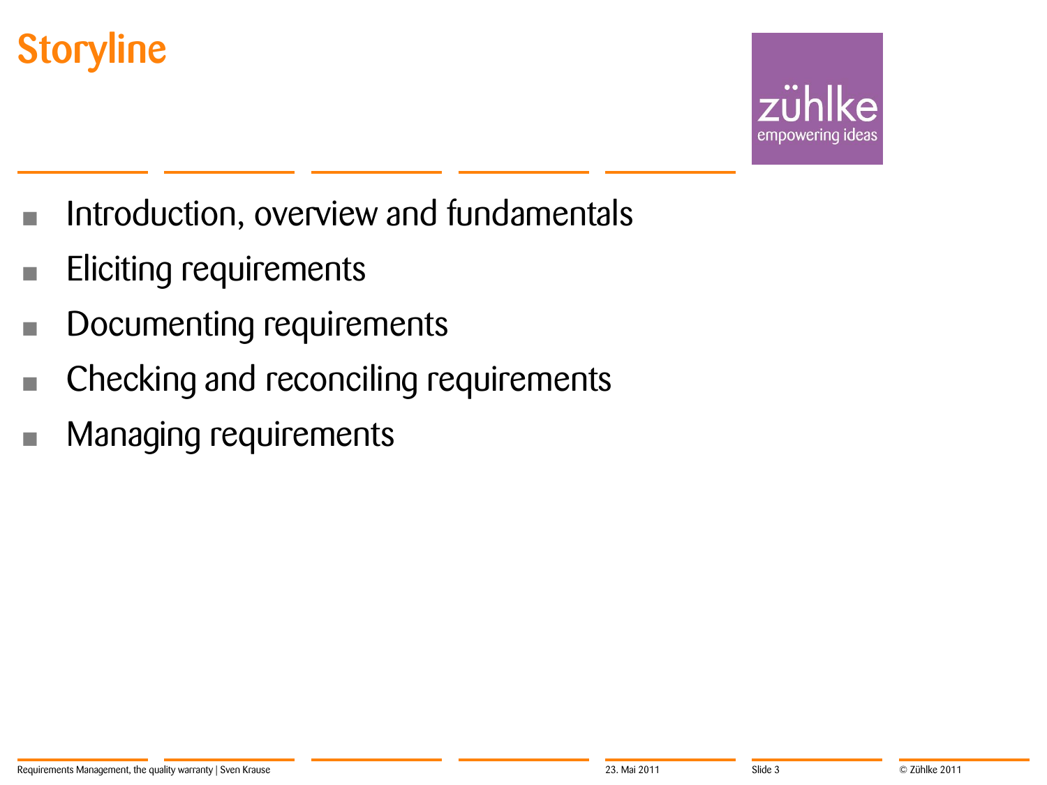# Storyline

- Introduction, overview and fundamentals
- Eliciting requirements
- Documenting requirements
- Checking and reconciling requirements
- Managing requirements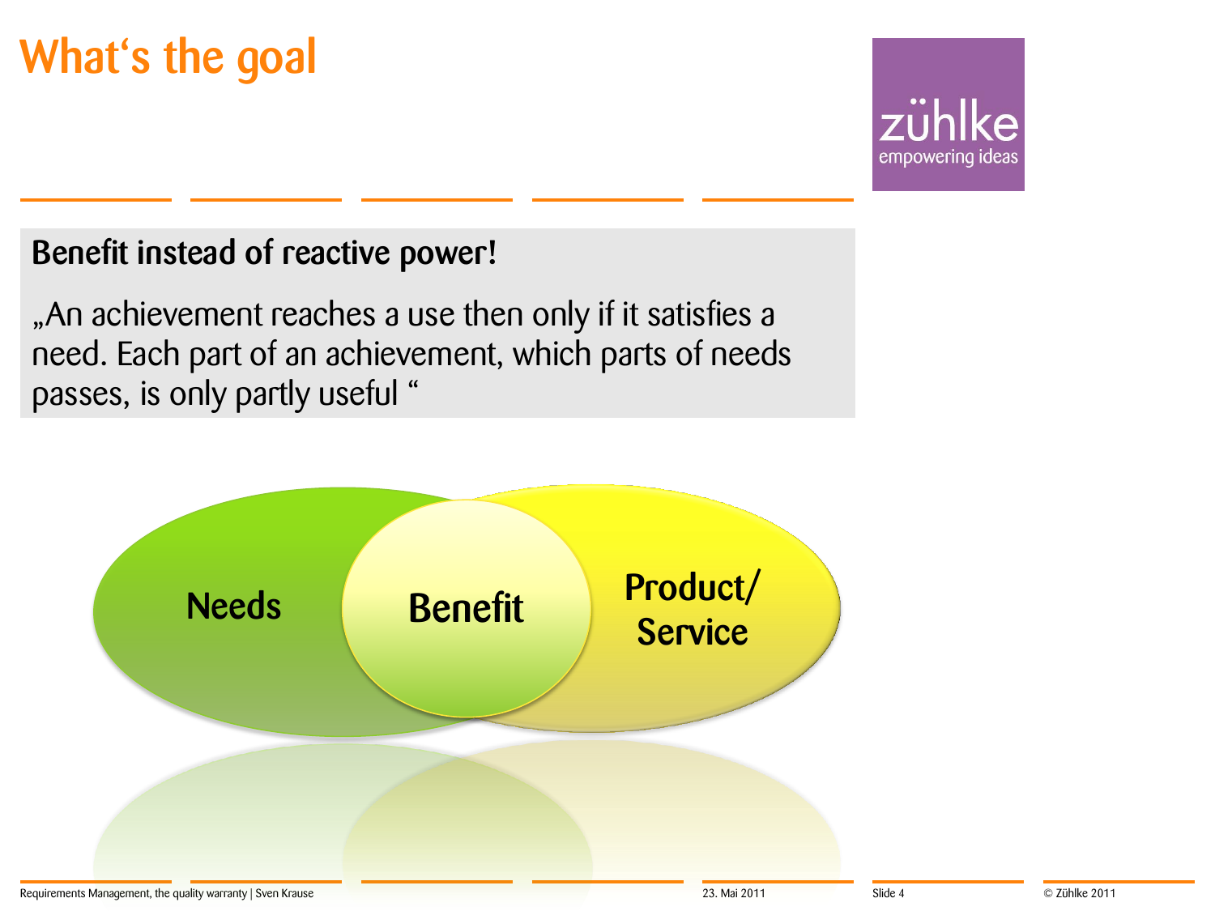# What‘s the goal

**Benefit instead of reactive power!**

„An achievement reaches a use then only if it satisfies a need. Each part of an achievement, which parts of needs passes, is only partly useful “

Needs

Benefit

Product/ Service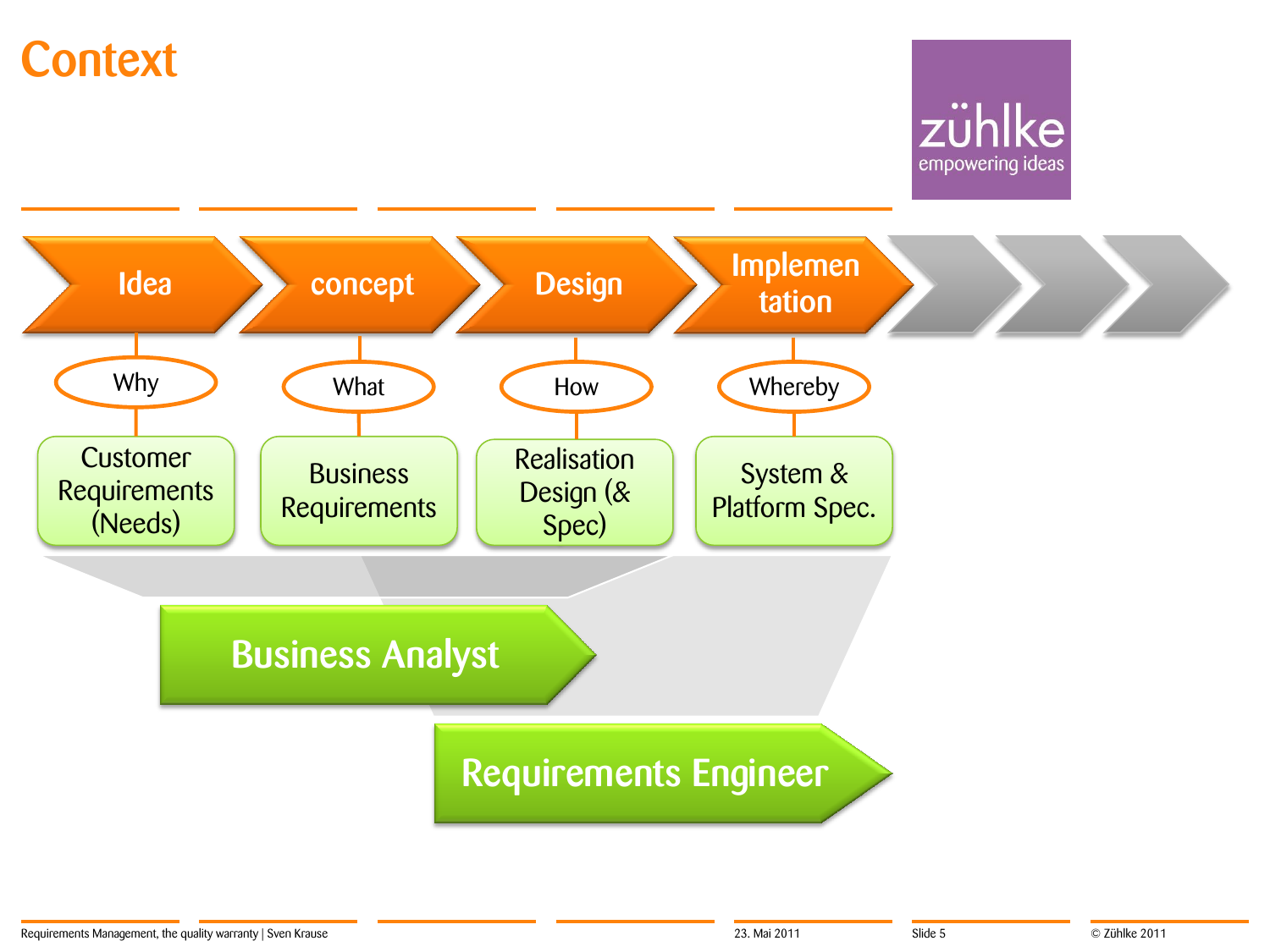# Context

zühlke
empowering ideas

| Idea | concept | Design | Implementation |
|---|---|---|---|
| Why | What | How | Whereby |
| Customer Requirements (Needs) | Business Requirements | Realisation Design (& Spec) | System & Platform Spec. |

Business Analyst

Requirements Engineer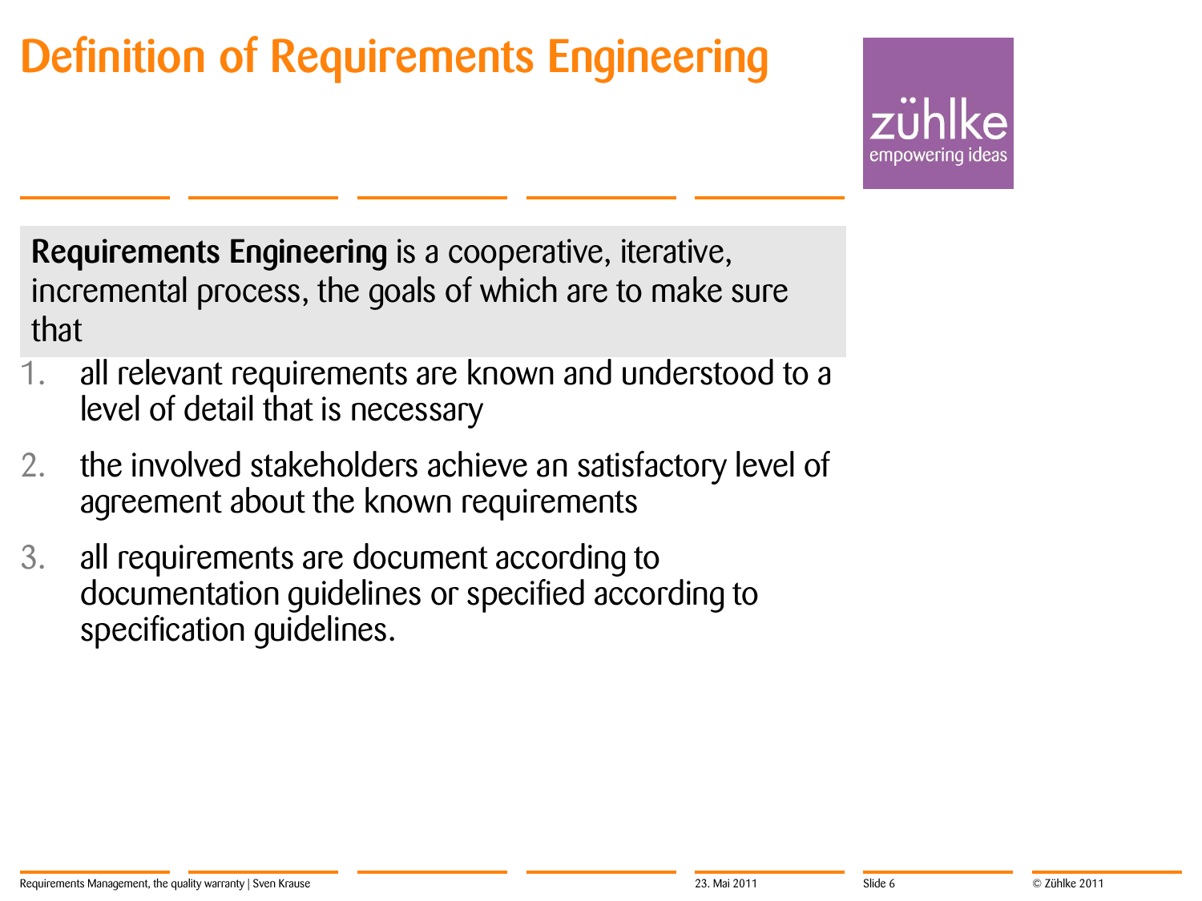# Definition of Requirements Engineering

**Requirements Engineering** is a cooperative, iterative, incremental process, the goals of which are to make sure that

1. all relevant requirements are known and understood to a level of detail that is necessary
2. the involved stakeholders achieve an satisfactory level of agreement about the known requirements
3. all requirements are document according to documentation guidelines or specified according to specification guidelines.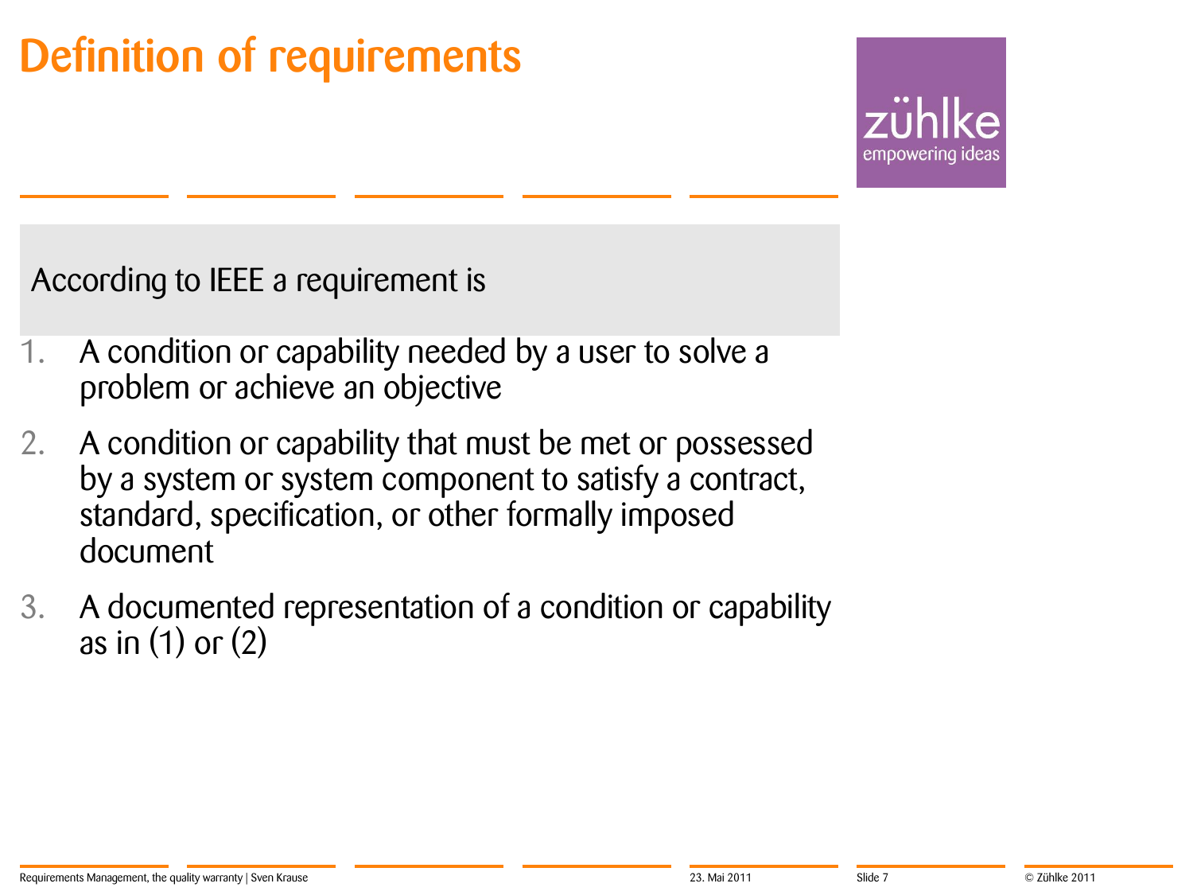# Definition of requirements

According to IEEE a requirement is

1. A condition or capability needed by a user to solve a problem or achieve an objective
2. A condition or capability that must be met or possessed by a system or system component to satisfy a contract, standard, specification, or other formally imposed document
3. A documented representation of a condition or capability as in (1) or (2)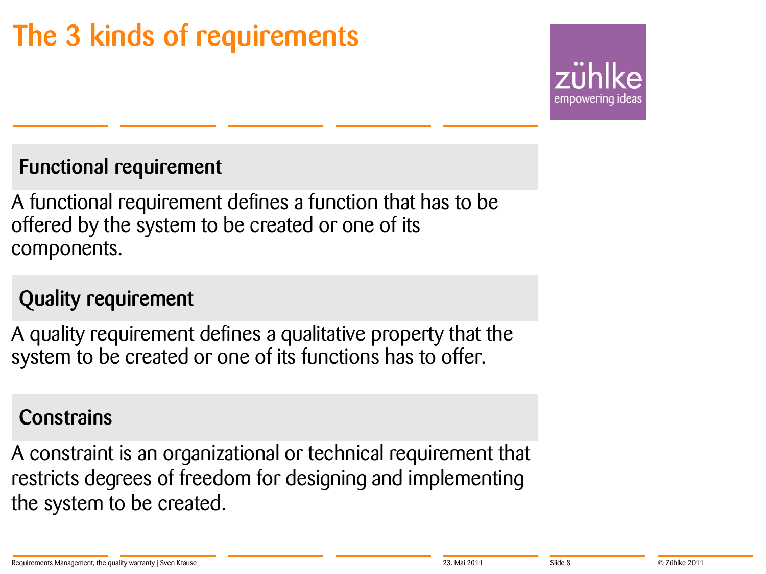# The 3 kinds of requirements

### Functional requirement

A functional requirement defines a function that has to be offered by the system to be created or one of its components.

### Quality requirement

A quality requirement defines a qualitative property that the system to be created or one of its functions has to offer.

### Constrains

A constraint is an organizational or technical requirement that restricts degrees of freedom for designing and implementing the system to be created.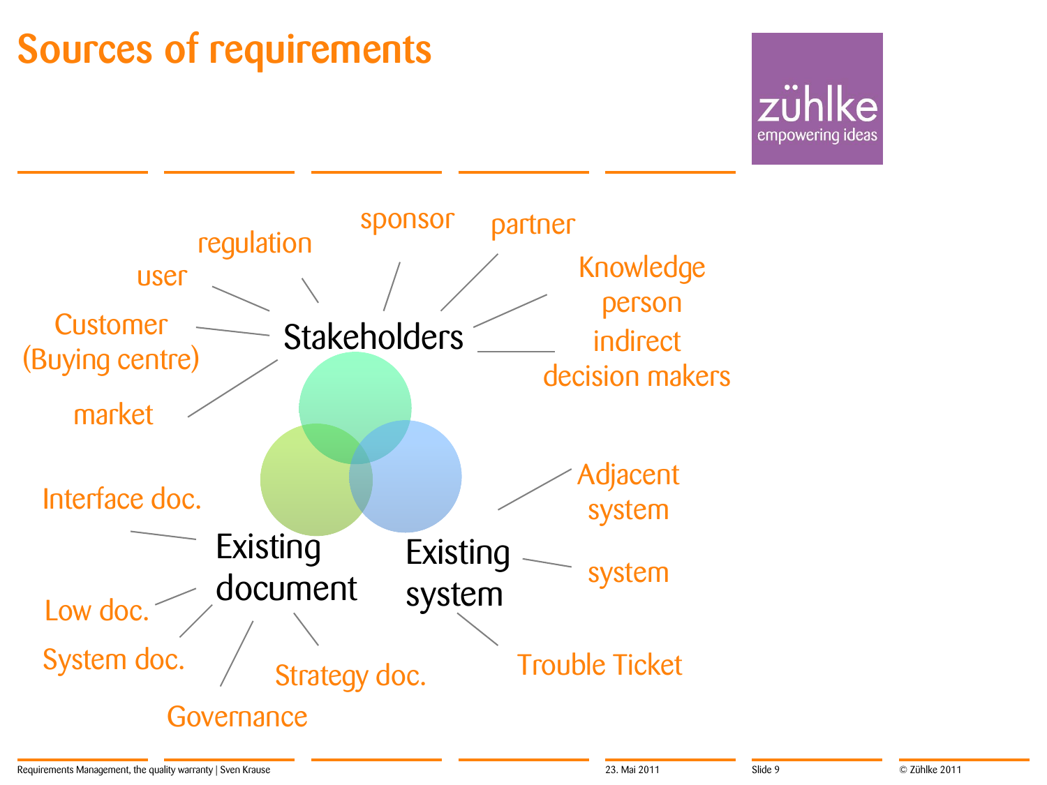# Sources of requirements

zühlke
empowering ideas

**Stakeholders**
- regulation
- sponsor
- partner
- Knowledge person
- indirect decision makers
- user
- Customer (Buying centre)
- market

**Existing document**
- Interface doc.
- Low doc.
- System doc.
- Governance
- Strategy doc.

**Existing system**
- Adjacent system
- system
- Trouble Ticket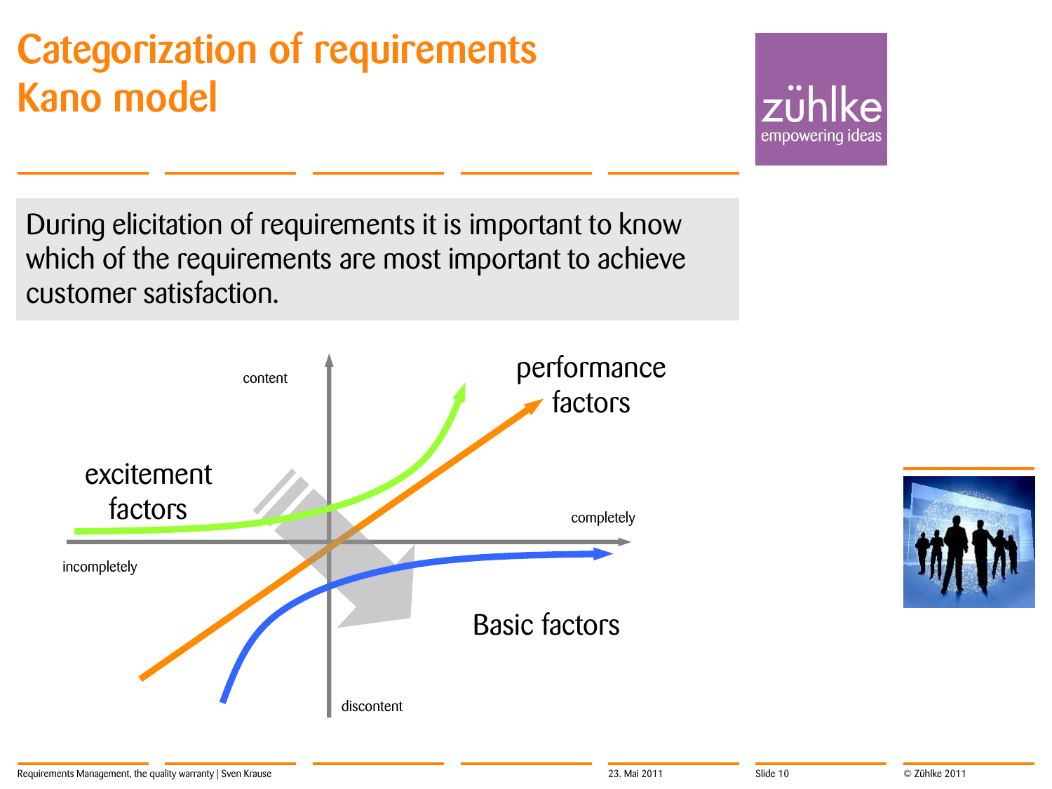# Categorization of requirements
# Kano model

During elicitation of requirements it is important to know which of the requirements are most important to achieve customer satisfaction.

content

performance factors

excitement factors

completely

incompletely

Basic factors

discontent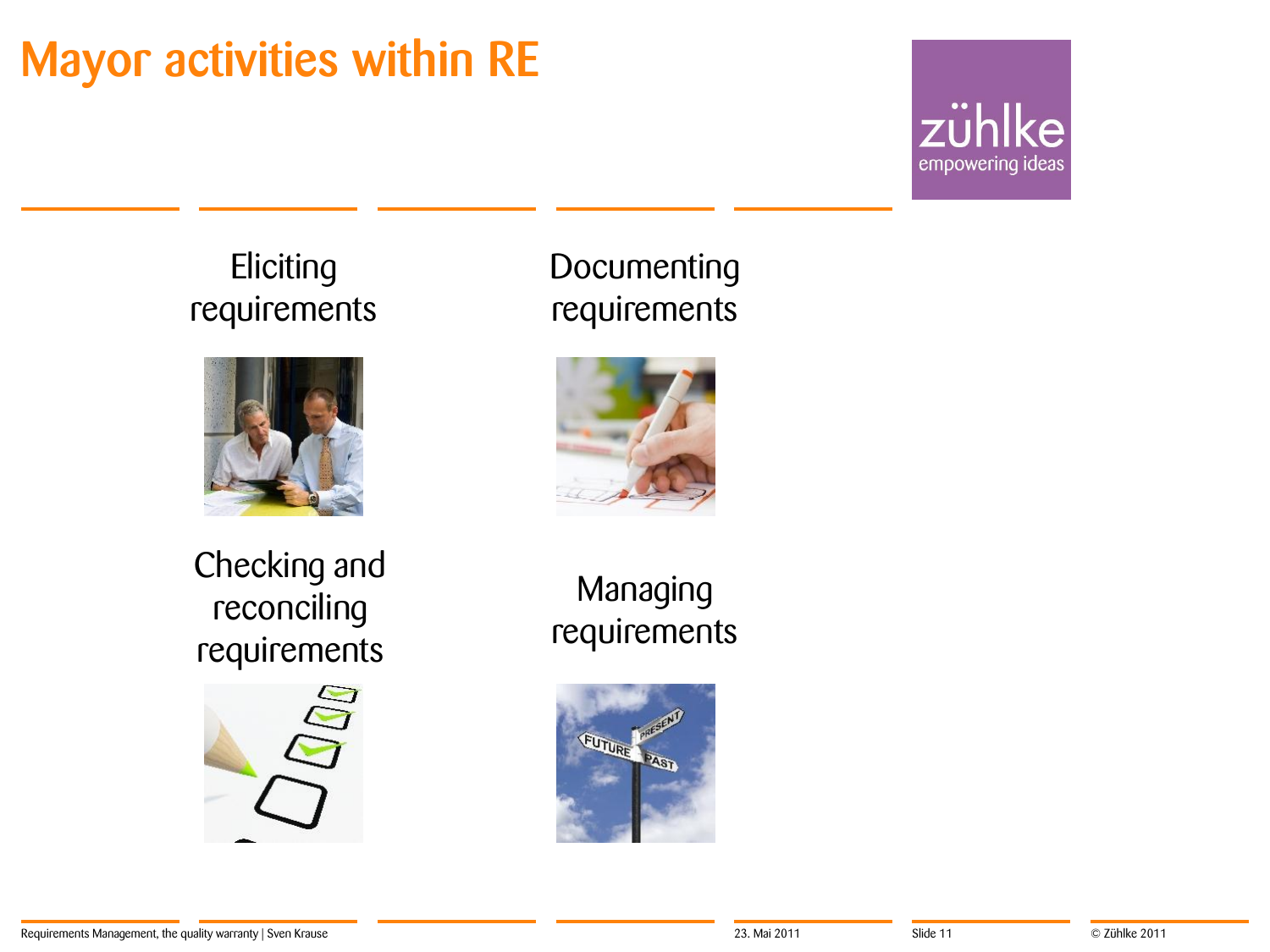# Mayor activities within RE

Eliciting requirements

Documenting requirements

Checking and reconciling requirements

Managing requirements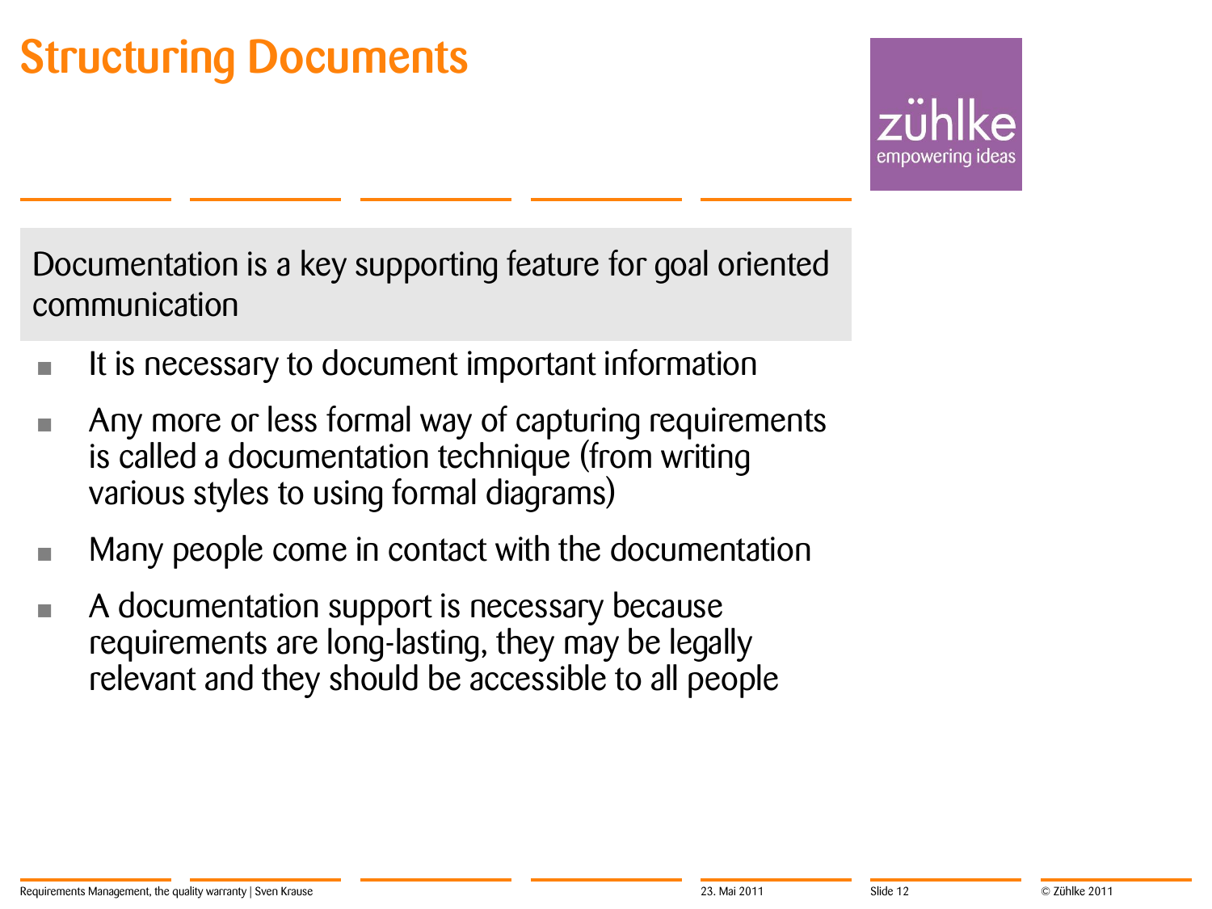# Structuring Documents

Documentation is a key supporting feature for goal oriented communication

- It is necessary to document important information
- Any more or less formal way of capturing requirements is called a documentation technique (from writing various styles to using formal diagrams)
- Many people come in contact with the documentation
- A documentation support is necessary because requirements are long-lasting, they may be legally relevant and they should be accessible to all people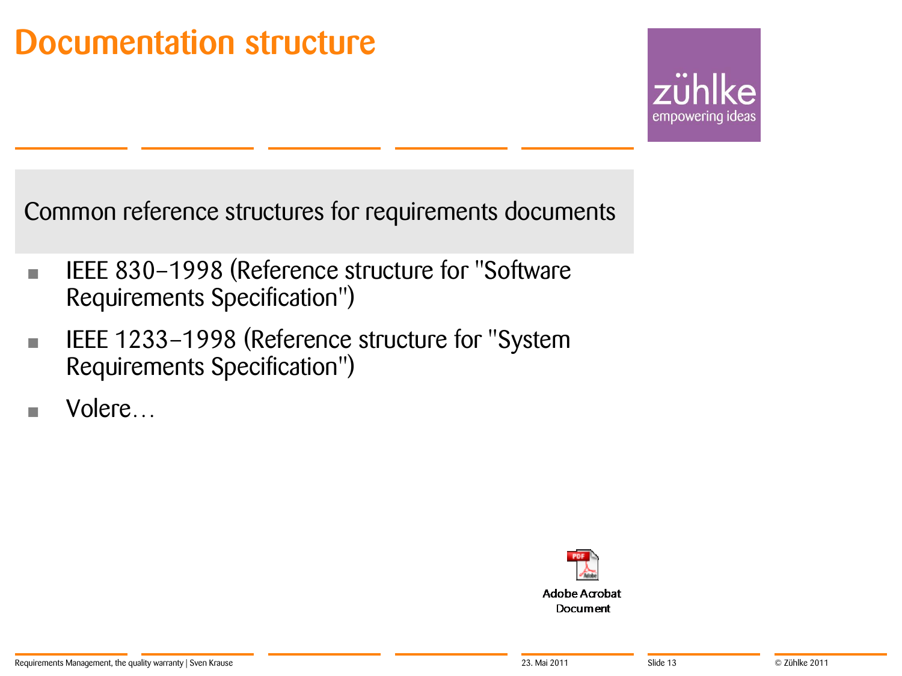# Documentation structure

Common reference structures for requirements documents

- IEEE 830-1998 (Reference structure for "Software Requirements Specification")
- IEEE 1233-1998 (Reference structure for "System Requirements Specification")
- Volere…

Adobe Acrobat Document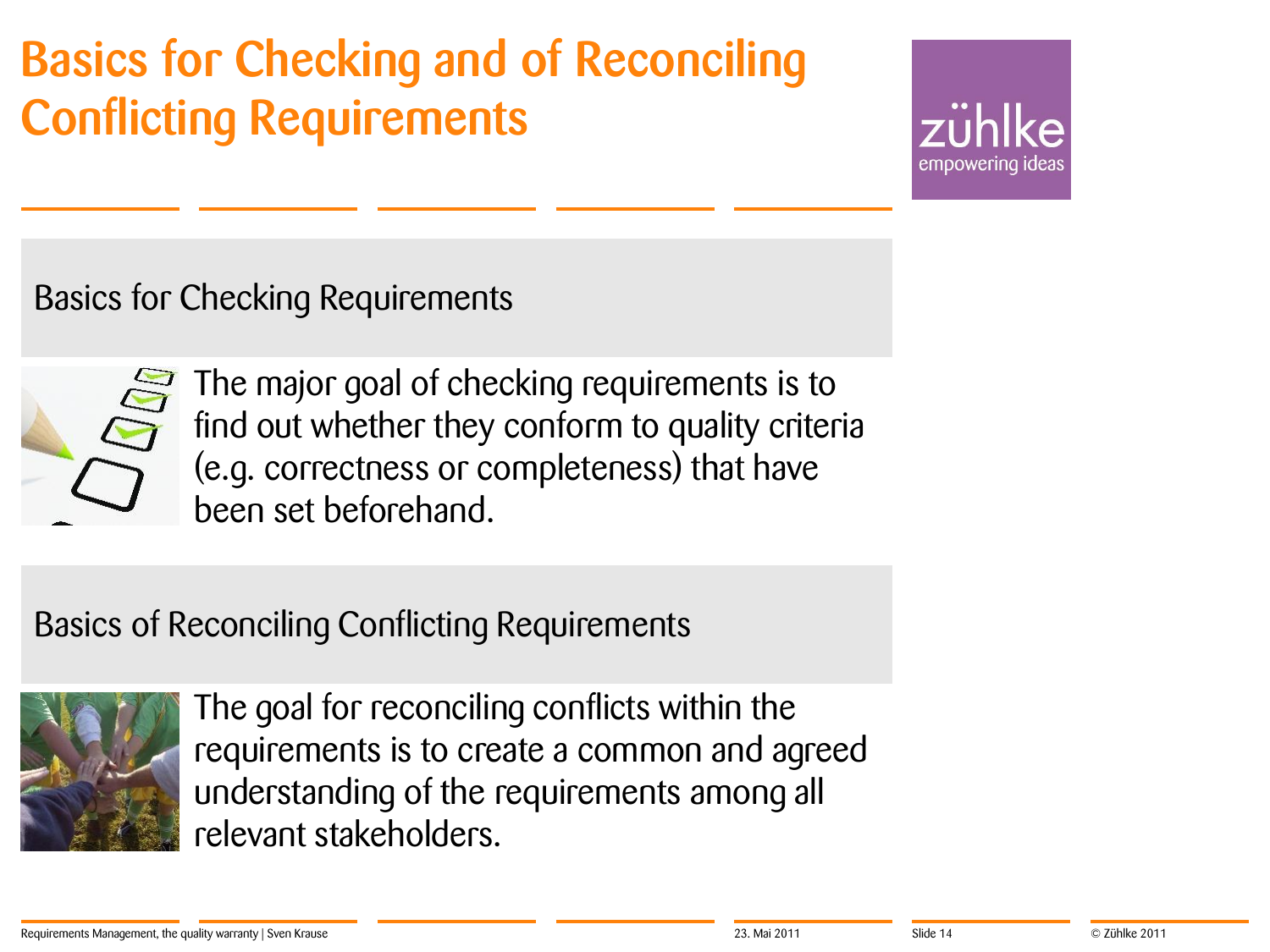# Basics for Checking and of Reconciling Conflicting Requirements

## Basics for Checking Requirements

The major goal of checking requirements is to find out whether they conform to quality criteria (e.g. correctness or completeness) that have been set beforehand.

## Basics of Reconciling Conflicting Requirements

The goal for reconciling conflicts within the requirements is to create a common and agreed understanding of the requirements among all relevant stakeholders.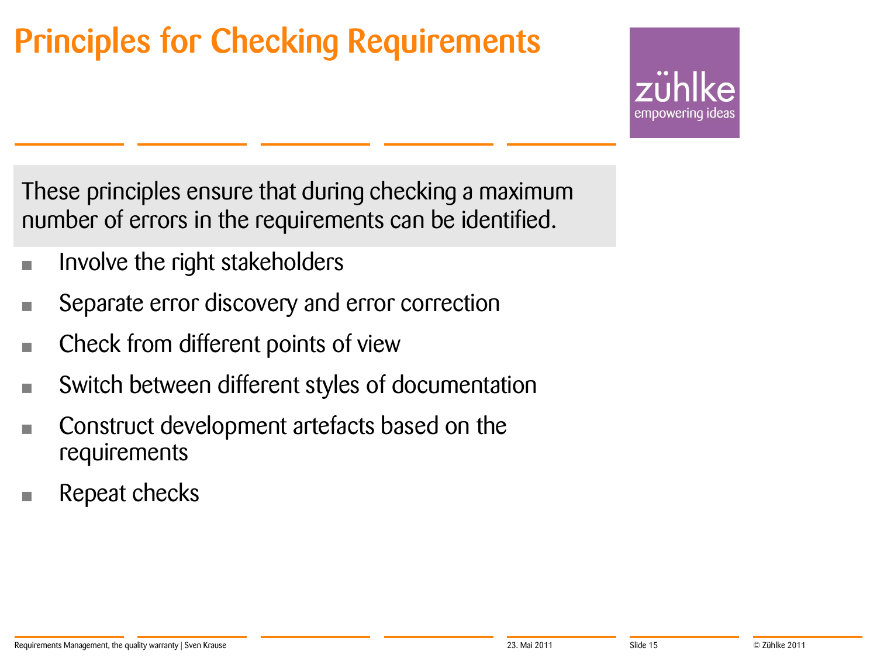# Principles for Checking Requirements

These principles ensure that during checking a maximum number of errors in the requirements can be identified.

- Involve the right stakeholders
- Separate error discovery and error correction
- Check from different points of view
- Switch between different styles of documentation
- Construct development artefacts based on the requirements
- Repeat checks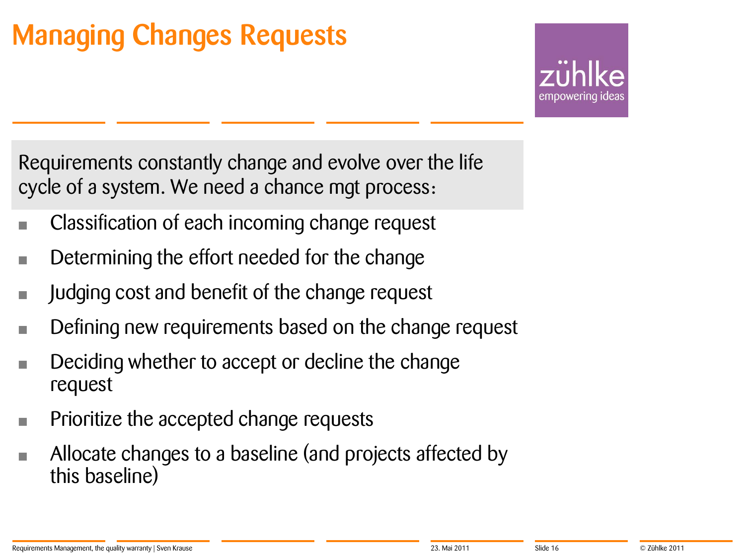# Managing Changes Requests

Requirements constantly change and evolve over the life cycle of a system. We need a chance mgt process:

- Classification of each incoming change request
- Determining the effort needed for the change
- Judging cost and benefit of the change request
- Defining new requirements based on the change request
- Deciding whether to accept or decline the change request
- Prioritize the accepted change requests
- Allocate changes to a baseline (and projects affected by this baseline)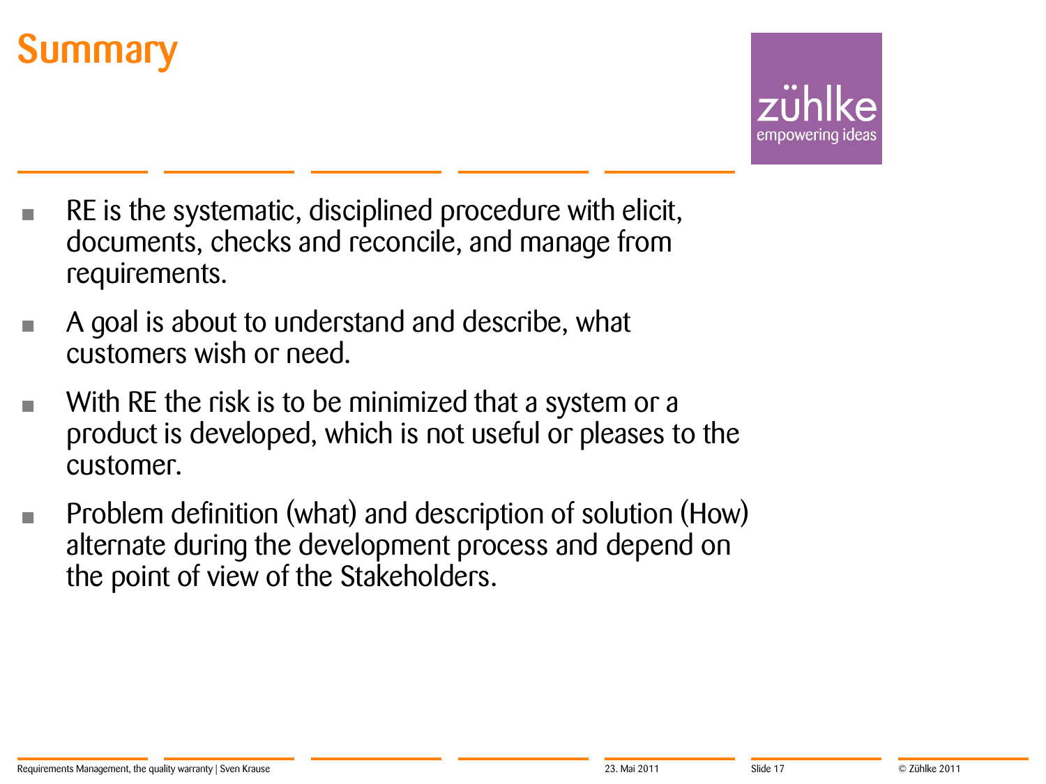# Summary

- RE is the systematic, disciplined procedure with elicit, documents, checks and reconcile, and manage from requirements.
- A goal is about to understand and describe, what customers wish or need.
- With RE the risk is to be minimized that a system or a product is developed, which is not useful or pleases to the customer.
- Problem definition (what) and description of solution (How) alternate during the development process and depend on the point of view of the Stakeholders.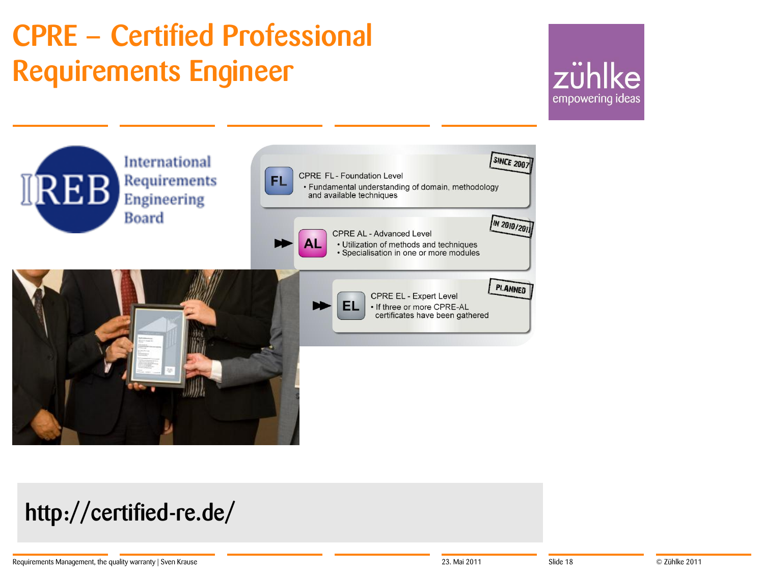# CPRE – Certified Professional Requirements Engineer

zühlke
empowering ideas

IREB International Requirements Engineering Board

SINCE 2007

**FL** CPRE FL - Foundation Level
- Fundamental understanding of domain, methodology and available techniques

IN 2010/2011

**AL** CPRE AL - Advanced Level
- Utilization of methods and techniques
- Specialisation in one or more modules

PLANNED

**EL** CPRE EL - Expert Level
- If three or more CPRE-AL certificates have been gathered

http://certified-re.de/